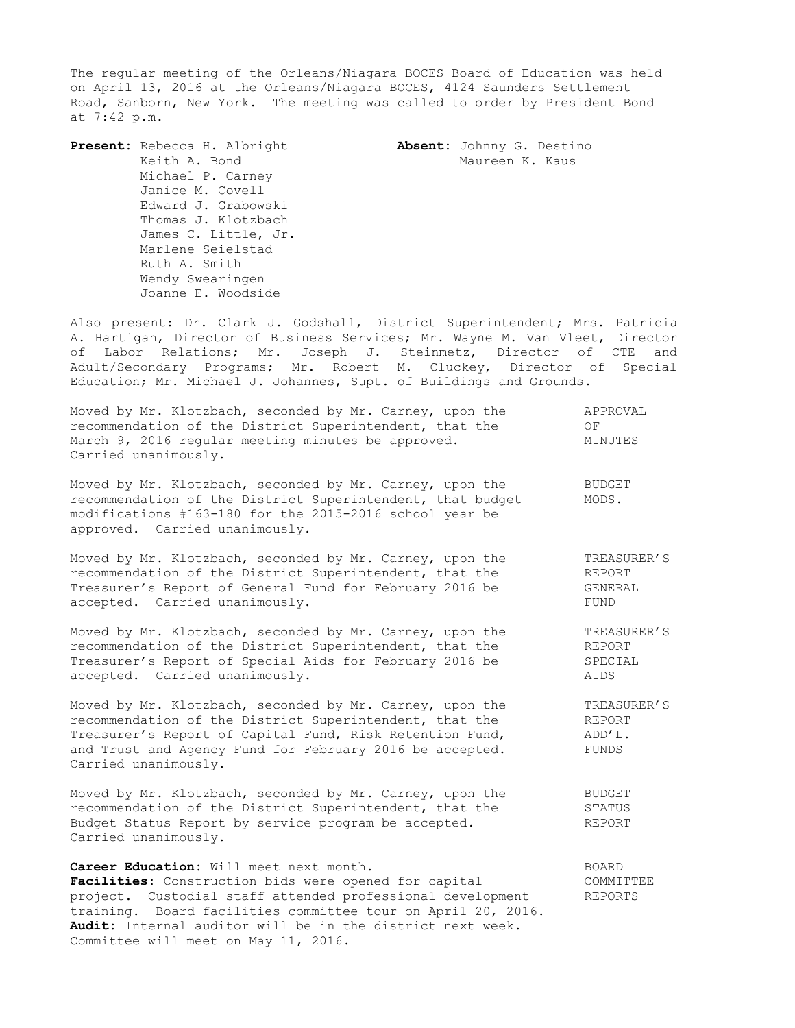The regular meeting of the Orleans/Niagara BOCES Board of Education was held on April 13, 2016 at the Orleans/Niagara BOCES, 4124 Saunders Settlement Road, Sanborn, New York. The meeting was called to order by President Bond at 7:42 p.m.

| **Present:** | **Absent:** |
|---|---|
| Rebecca H. Albright | Johnny G. Destino |
| Keith A. Bond | Maureen K. Kaus |
| Michael P. Carney | |
| Janice M. Covell | |
| Edward J. Grabowski | |
| Thomas J. Klotzbach | |
| James C. Little, Jr. | |
| Marlene Seielstad | |
| Ruth A. Smith | |
| Wendy Swearingen | |
| Joanne E. Woodside | |

Also present: Dr. Clark J. Godshall, District Superintendent; Mrs. Patricia A. Hartigan, Director of Business Services; Mr. Wayne M. Van Vleet, Director of Labor Relations; Mr. Joseph J. Steinmetz, Director of CTE and Adult/Secondary Programs; Mr. Robert M. Cluckey, Director of Special Education; Mr. Michael J. Johannes, Supt. of Buildings and Grounds.

**APPROVAL OF MINUTES**

Moved by Mr. Klotzbach, seconded by Mr. Carney, upon the recommendation of the District Superintendent, that the March 9, 2016 regular meeting minutes be approved. Carried unanimously.

**BUDGET MODS.**

Moved by Mr. Klotzbach, seconded by Mr. Carney, upon the recommendation of the District Superintendent, that budget modifications #163-180 for the 2015-2016 school year be approved. Carried unanimously.

**TREASURER'S REPORT GENERAL FUND**

Moved by Mr. Klotzbach, seconded by Mr. Carney, upon the recommendation of the District Superintendent, that the Treasurer's Report of General Fund for February 2016 be accepted. Carried unanimously.

**TREASURER'S REPORT SPECIAL AIDS**

Moved by Mr. Klotzbach, seconded by Mr. Carney, upon the recommendation of the District Superintendent, that the Treasurer's Report of Special Aids for February 2016 be accepted. Carried unanimously.

**TREASURER'S REPORT ADD'L. FUNDS**

Moved by Mr. Klotzbach, seconded by Mr. Carney, upon the recommendation of the District Superintendent, that the Treasurer's Report of Capital Fund, Risk Retention Fund, and Trust and Agency Fund for February 2016 be accepted. Carried unanimously.

**BUDGET STATUS REPORT**

Moved by Mr. Klotzbach, seconded by Mr. Carney, upon the recommendation of the District Superintendent, that the Budget Status Report by service program be accepted. Carried unanimously.

**BOARD COMMITTEE REPORTS**

**Career Education**: Will meet next month.
**Facilities**: Construction bids were opened for capital project. Custodial staff attended professional development training. Board facilities committee tour on April 20, 2016.
**Audit**: Internal auditor will be in the district next week. Committee will meet on May 11, 2016.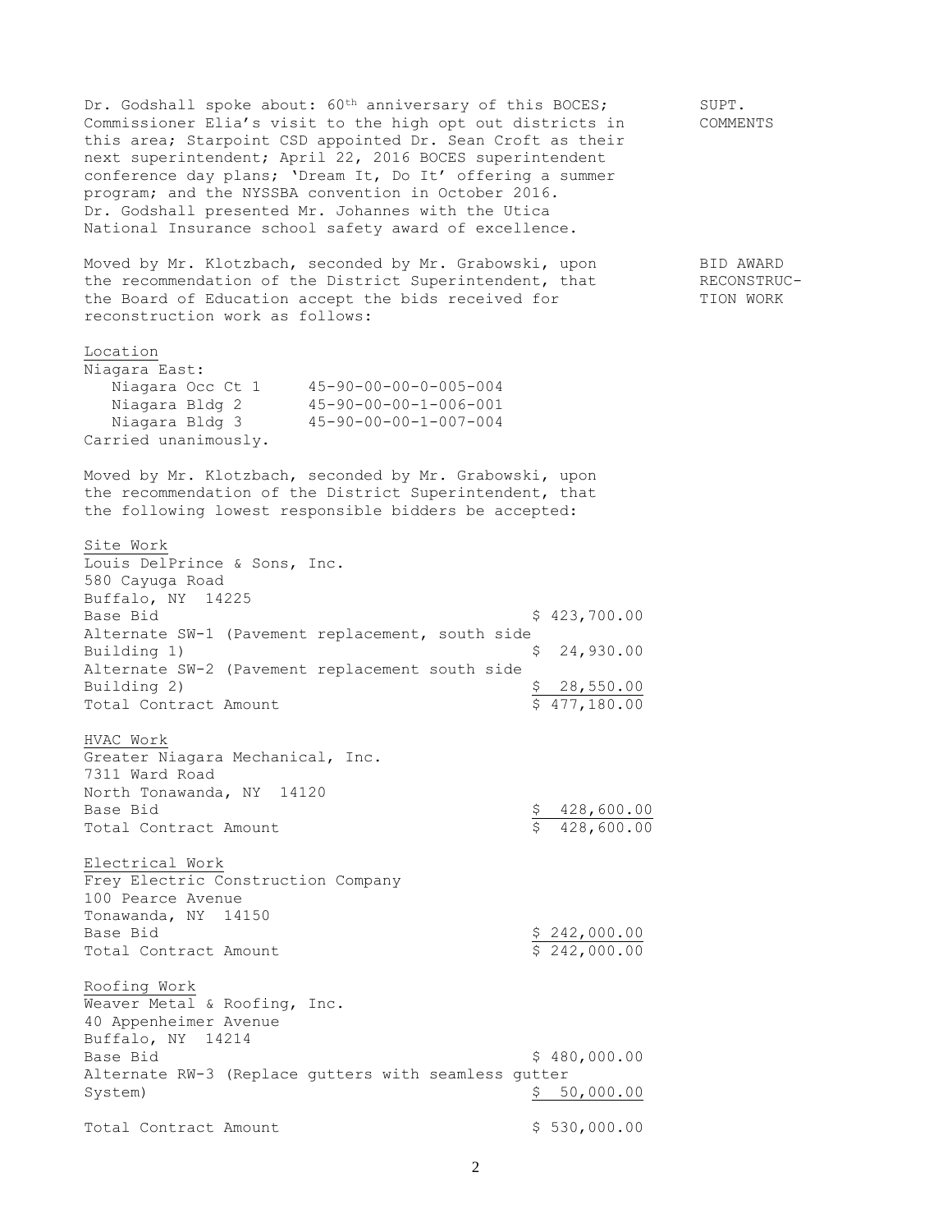**SUPT. COMMENTS**

Dr. Godshall spoke about: 60th anniversary of this BOCES; Commissioner Elia's visit to the high opt out districts in this area; Starpoint CSD appointed Dr. Sean Croft as their next superintendent; April 22, 2016 BOCES superintendent conference day plans; 'Dream It, Do It' offering a summer program; and the NYSSBA convention in October 2016. Dr. Godshall presented Mr. Johannes with the Utica National Insurance school safety award of excellence.

**BID AWARD RECONSTRUCTION WORK**

Moved by Mr. Klotzbach, seconded by Mr. Grabowski, upon the recommendation of the District Superintendent, that the Board of Education accept the bids received for reconstruction work as follows:

<u>Location</u>

Niagara East:

| | |
|---|---|
| Niagara Occ Ct 1 | 45-90-00-00-0-005-004 |
| Niagara Bldg 2 | 45-90-00-00-1-006-001 |
| Niagara Bldg 3 | 45-90-00-00-1-007-004 |

Carried unanimously.

Moved by Mr. Klotzbach, seconded by Mr. Grabowski, upon the recommendation of the District Superintendent, that the following lowest responsible bidders be accepted:

<u>Site Work</u>

Louis DelPrince & Sons, Inc.
580 Cayuga Road
Buffalo, NY 14225

| | |
|---|---|
| Base Bid | $ 423,700.00 |
| Alternate SW-1 (Pavement replacement, south side Building 1) | $ 24,930.00 |
| Alternate SW-2 (Pavement replacement south side Building 2) | $ 28,550.00 |
| Total Contract Amount | $ 477,180.00 |

<u>HVAC Work</u>

Greater Niagara Mechanical, Inc.
7311 Ward Road
North Tonawanda, NY 14120

| | |
|---|---|
| Base Bid | $ 428,600.00 |
| Total Contract Amount | $ 428,600.00 |

<u>Electrical Work</u>

Frey Electric Construction Company
100 Pearce Avenue
Tonawanda, NY 14150

| | |
|---|---|
| Base Bid | $ 242,000.00 |
| Total Contract Amount | $ 242,000.00 |

<u>Roofing Work</u>

Weaver Metal & Roofing, Inc.
40 Appenheimer Avenue
Buffalo, NY 14214

| | |
|---|---|
| Base Bid | $ 480,000.00 |
| Alternate RW-3 (Replace gutters with seamless gutter System) | $ 50,000.00 |
| Total Contract Amount | $ 530,000.00 |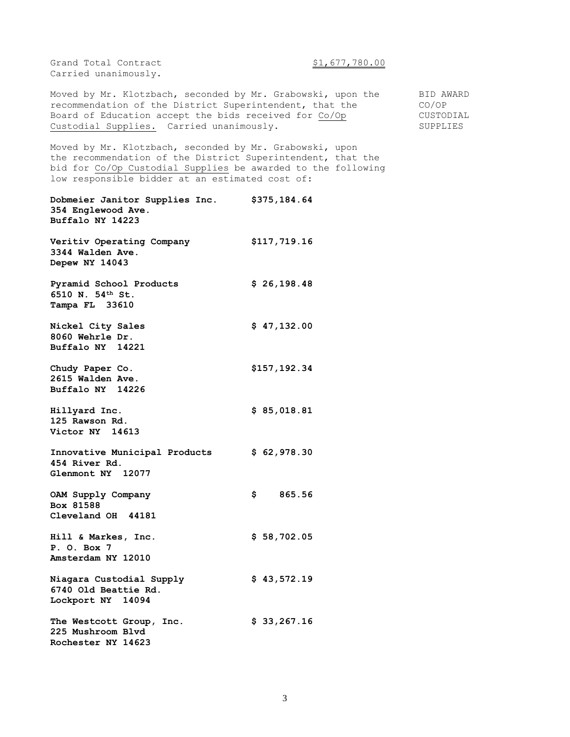Grand Total Contract $1,677,780.00
Carried unanimously.

Moved by Mr. Klotzbach, seconded by Mr. Grabowski, upon the recommendation of the District Superintendent, that the Board of Education accept the bids received for Co/Op Custodial Supplies. Carried unanimously.

BID AWARD CO/OP CUSTODIAL SUPPLIES

Moved by Mr. Klotzbach, seconded by Mr. Grabowski, upon the recommendation of the District Superintendent, that the bid for Co/Op Custodial Supplies be awarded to the following low responsible bidder at an estimated cost of:

**Dobmeier Janitor Supplies Inc.** **$375,184.64**
**354 Englewood Ave.**
**Buffalo NY 14223**

**Veritiv Operating Company** **$117,719.16**
**3344 Walden Ave.**
**Depew NY 14043**

**Pyramid School Products** **$ 26,198.48**
**6510 N. 54th St.**
**Tampa FL 33610**

**Nickel City Sales** **$ 47,132.00**
**8060 Wehrle Dr.**
**Buffalo NY 14221**

**Chudy Paper Co.** **$157,192.34**
**2615 Walden Ave.**
**Buffalo NY 14226**

**Hillyard Inc.** **$ 85,018.81**
**125 Rawson Rd.**
**Victor NY 14613**

**Innovative Municipal Products** **$ 62,978.30**
**454 River Rd.**
**Glenmont NY 12077**

**OAM Supply Company** **$ 865.56**
**Box 81588**
**Cleveland OH 44181**

**Hill & Markes, Inc.** **$ 58,702.05**
**P. O. Box 7**
**Amsterdam NY 12010**

**Niagara Custodial Supply** **$ 43,572.19**
**6740 Old Beattie Rd.**
**Lockport NY 14094**

**The Westcott Group, Inc.** **$ 33,267.16**
**225 Mushroom Blvd**
**Rochester NY 14623**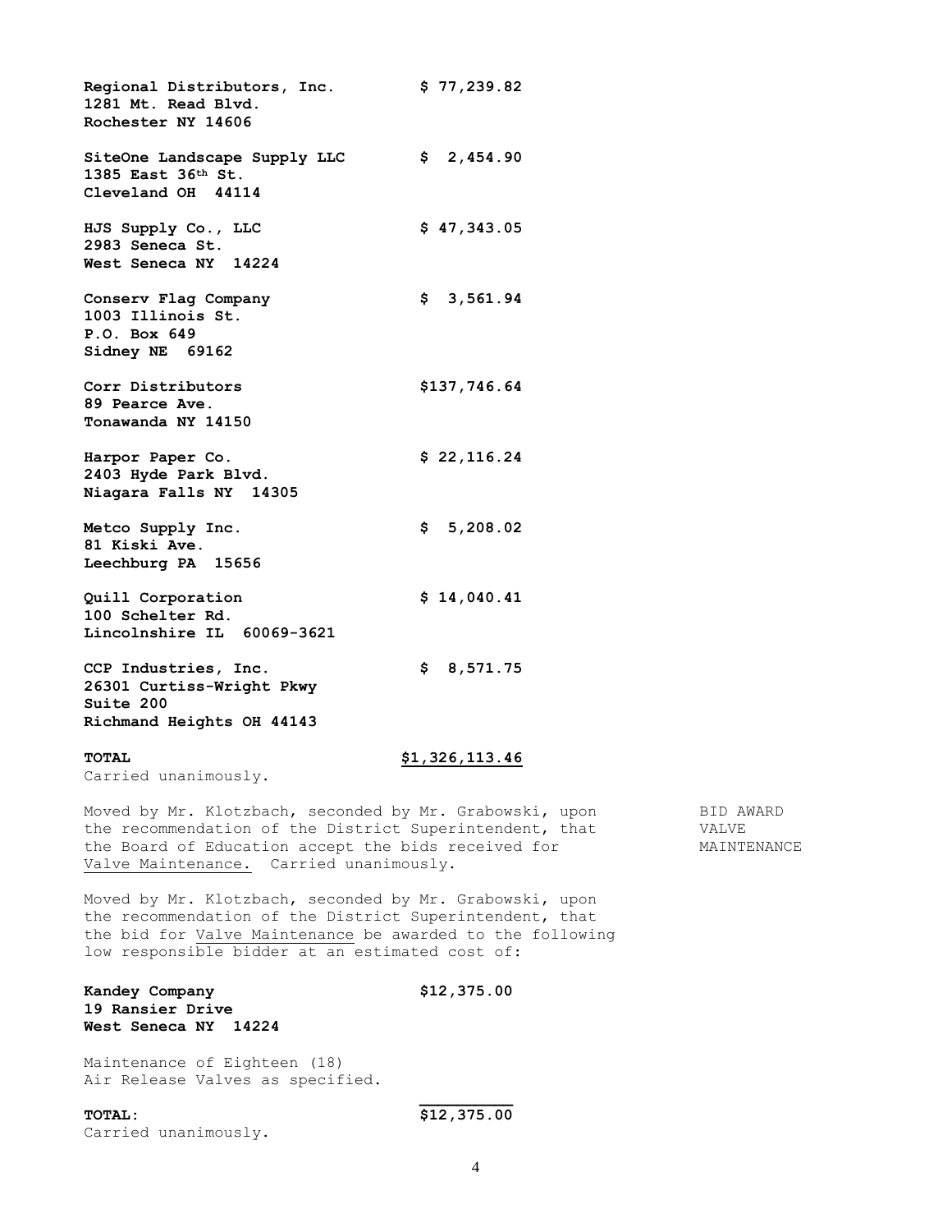**Regional Distributors, Inc.** **$ 77,239.82**
**1281 Mt. Read Blvd.**
**Rochester NY 14606**

**SiteOne Landscape Supply LLC** **$ 2,454.90**
**1385 East 36th St.**
**Cleveland OH 44114**

**HJS Supply Co., LLC** **$ 47,343.05**
**2983 Seneca St.**
**West Seneca NY 14224**

**Conserv Flag Company** **$ 3,561.94**
**1003 Illinois St.**
**P.O. Box 649**
**Sidney NE 69162**

**Corr Distributors** **$137,746.64**
**89 Pearce Ave.**
**Tonawanda NY 14150**

**Harpor Paper Co.** **$ 22,116.24**
**2403 Hyde Park Blvd.**
**Niagara Falls NY 14305**

**Metco Supply Inc.** **$ 5,208.02**
**81 Kiski Ave.**
**Leechburg PA 15656**

**Quill Corporation** **$ 14,040.41**
**100 Schelter Rd.**
**Lincolnshire IL 60069-3621**

**CCP Industries, Inc.** **$ 8,571.75**
**26301 Curtiss-Wright Pkwy**
**Suite 200**
**Richmond Heights OH 44143**

**TOTAL** **$1,326,113.46**

Carried unanimously.

BID AWARD VALVE MAINTENANCE

Moved by Mr. Klotzbach, seconded by Mr. Grabowski, upon the recommendation of the District Superintendent, that the Board of Education accept the bids received for Valve Maintenance. Carried unanimously.

Moved by Mr. Klotzbach, seconded by Mr. Grabowski, upon the recommendation of the District Superintendent, that the bid for Valve Maintenance be awarded to the following low responsible bidder at an estimated cost of:

**Kandey Company** **$12,375.00**
**19 Ransier Drive**
**West Seneca NY 14224**

Maintenance of Eighteen (18)
Air Release Valves as specified.

**TOTAL:** **$12,375.00**

Carried unanimously.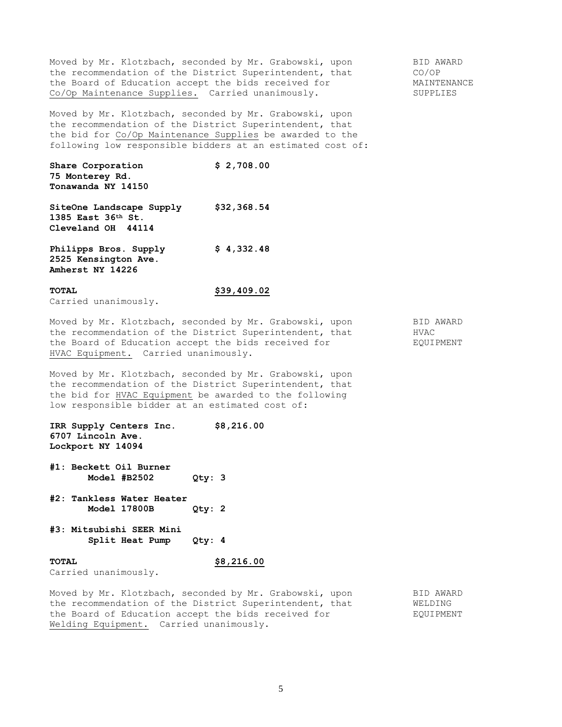Moved by Mr. Klotzbach, seconded by Mr. Grabowski, upon the recommendation of the District Superintendent, that the Board of Education accept the bids received for <u>Co/Op Maintenance Supplies.</u> Carried unanimously.

BID AWARD CO/OP MAINTENANCE SUPPLIES

Moved by Mr. Klotzbach, seconded by Mr. Grabowski, upon the recommendation of the District Superintendent, that the bid for <u>Co/Op Maintenance Supplies</u> be awarded to the following low responsible bidders at an estimated cost of:

| | |
|---|---|
| **Share Corporation**<br>**75 Monterey Rd.**<br>**Tonawanda NY 14150** | **$ 2,708.00** |
| **SiteOne Landscape Supply**<br>**1385 East 36th St.**<br>**Cleveland OH 44114** | **$32,368.54** |
| **Philipps Bros. Supply**<br>**2525 Kensington Ave.**<br>**Amherst NY 14226** | **$ 4,332.48** |
| **TOTAL** | **<u>$39,409.02</u>** |

Carried unanimously.

Moved by Mr. Klotzbach, seconded by Mr. Grabowski, upon the recommendation of the District Superintendent, that the Board of Education accept the bids received for <u>HVAC Equipment.</u> Carried unanimously.

BID AWARD HVAC EQUIPMENT

Moved by Mr. Klotzbach, seconded by Mr. Grabowski, upon the recommendation of the District Superintendent, that the bid for <u>HVAC Equipment</u> be awarded to the following low responsible bidder at an estimated cost of:

**IRR Supply Centers Inc.** **$8,216.00**
**6707 Lincoln Ave.**
**Lockport NY 14094**

**#1: Beckett Oil Burner**
**Model #B2502** **Qty: 3**

**#2: Tankless Water Heater**
**Model 17800B** **Qty: 2**

**#3: Mitsubishi SEER Mini**
**Split Heat Pump** **Qty: 4**

**TOTAL** **<u>$8,216.00</u>**

Carried unanimously.

Moved by Mr. Klotzbach, seconded by Mr. Grabowski, upon the recommendation of the District Superintendent, that the Board of Education accept the bids received for <u>Welding Equipment.</u> Carried unanimously.

BID AWARD WELDING EQUIPMENT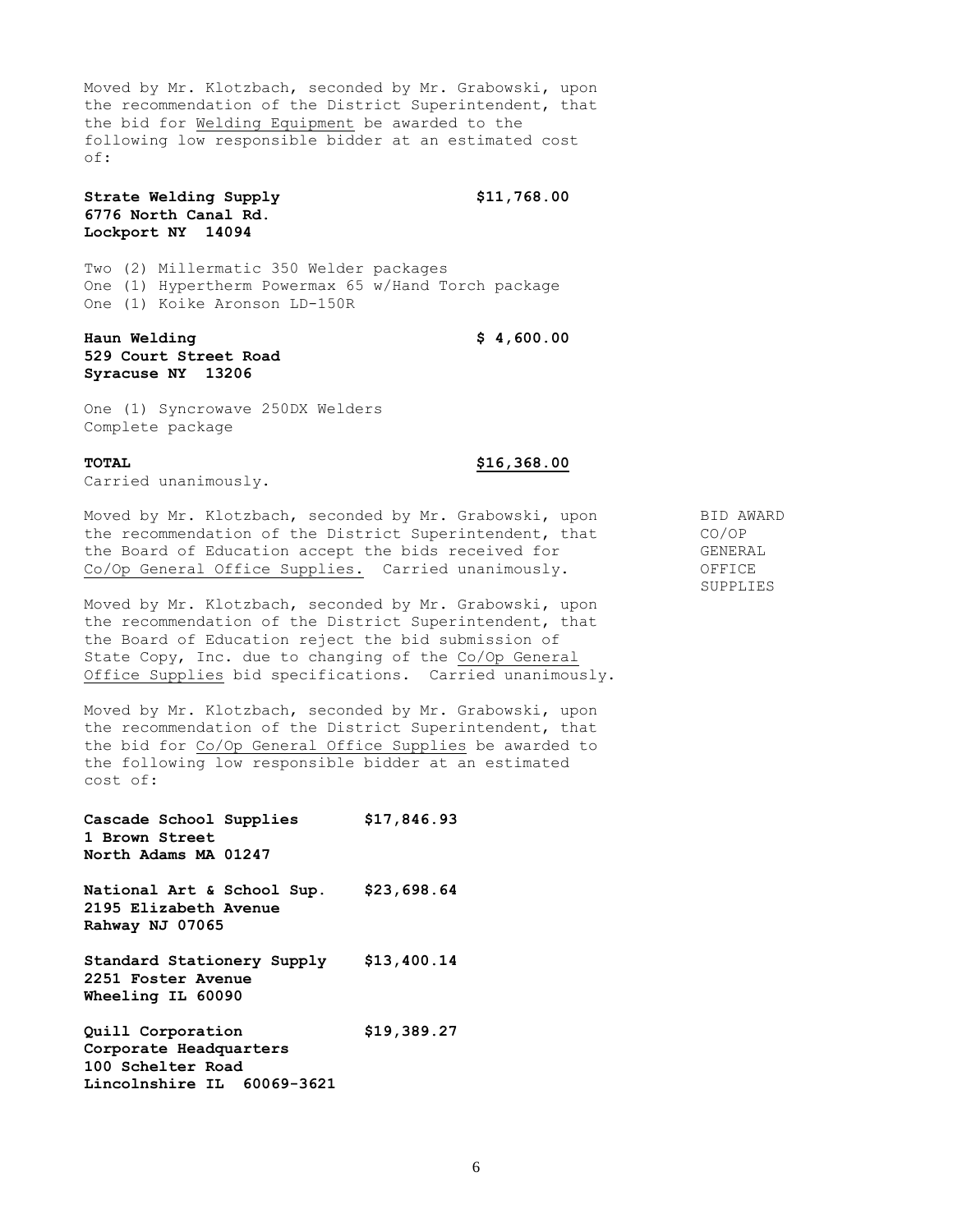Moved by Mr. Klotzbach, seconded by Mr. Grabowski, upon the recommendation of the District Superintendent, that the bid for Welding Equipment be awarded to the following low responsible bidder at an estimated cost of:

**Strate Welding Supply** **$11,768.00**
**6776 North Canal Rd.**
**Lockport NY 14094**

Two (2) Millermatic 350 Welder packages
One (1) Hypertherm Powermax 65 w/Hand Torch package
One (1) Koike Aronson LD-150R

**Haun Welding** **$ 4,600.00**
**529 Court Street Road**
**Syracuse NY 13206**

One (1) Syncrowave 250DX Welders
Complete package

**TOTAL** **$16,368.00**

Carried unanimously.

BID AWARD CO/OP GENERAL OFFICE SUPPLIES

Moved by Mr. Klotzbach, seconded by Mr. Grabowski, upon the recommendation of the District Superintendent, that the Board of Education accept the bids received for Co/Op General Office Supplies. Carried unanimously.

Moved by Mr. Klotzbach, seconded by Mr. Grabowski, upon the recommendation of the District Superintendent, that the Board of Education reject the bid submission of State Copy, Inc. due to changing of the Co/Op General Office Supplies bid specifications. Carried unanimously.

Moved by Mr. Klotzbach, seconded by Mr. Grabowski, upon the recommendation of the District Superintendent, that the bid for Co/Op General Office Supplies be awarded to the following low responsible bidder at an estimated cost of:

**Cascade School Supplies** **$17,846.93**
**1 Brown Street**
**North Adams MA 01247**

**National Art & School Sup.** **$23,698.64**
**2195 Elizabeth Avenue**
**Rahway NJ 07065**

**Standard Stationery Supply** **$13,400.14**
**2251 Foster Avenue**
**Wheeling IL 60090**

**Quill Corporation** **$19,389.27**
**Corporate Headquarters**
**100 Schelter Road**
**Lincolnshire IL 60069-3621**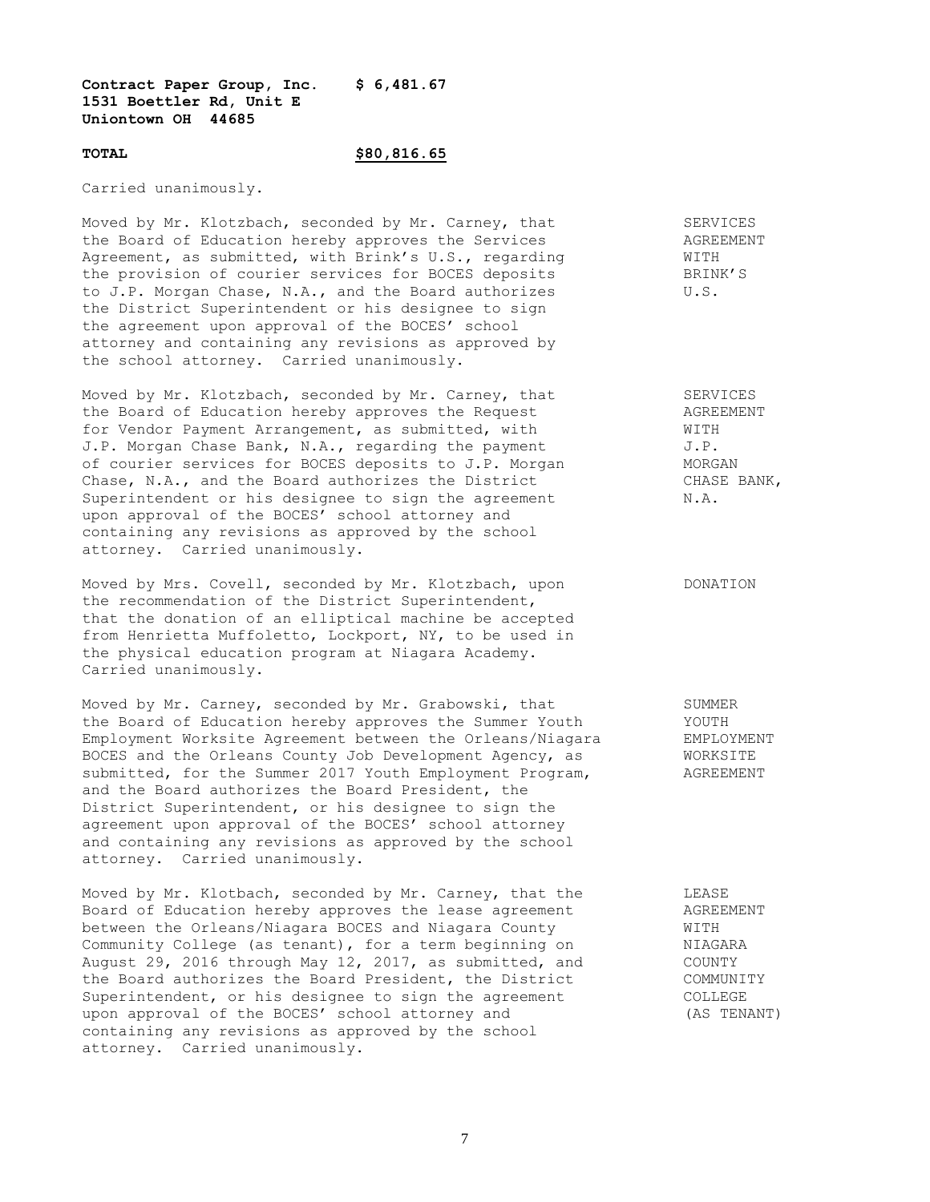**Contract Paper Group, Inc. $ 6,481.67**
**1531 Boettler Rd, Unit E**
**Uniontown OH 44685**

**TOTAL** **<u>$80,816.65</u>**

Carried unanimously.

**SERVICES AGREEMENT WITH BRINK'S U.S.**

Moved by Mr. Klotzbach, seconded by Mr. Carney, that the Board of Education hereby approves the Services Agreement, as submitted, with Brink's U.S., regarding the provision of courier services for BOCES deposits to J.P. Morgan Chase, N.A., and the Board authorizes the District Superintendent or his designee to sign the agreement upon approval of the BOCES' school attorney and containing any revisions as approved by the school attorney. Carried unanimously.

**SERVICES AGREEMENT WITH J.P. MORGAN CHASE BANK, N.A.**

Moved by Mr. Klotzbach, seconded by Mr. Carney, that the Board of Education hereby approves the Request for Vendor Payment Arrangement, as submitted, with J.P. Morgan Chase Bank, N.A., regarding the payment of courier services for BOCES deposits to J.P. Morgan Chase, N.A., and the Board authorizes the District Superintendent or his designee to sign the agreement upon approval of the BOCES' school attorney and containing any revisions as approved by the school attorney. Carried unanimously.

**DONATION**

Moved by Mrs. Covell, seconded by Mr. Klotzbach, upon the recommendation of the District Superintendent, that the donation of an elliptical machine be accepted from Henrietta Muffoletto, Lockport, NY, to be used in the physical education program at Niagara Academy. Carried unanimously.

**SUMMER YOUTH EMPLOYMENT WORKSITE AGREEMENT**

Moved by Mr. Carney, seconded by Mr. Grabowski, that the Board of Education hereby approves the Summer Youth Employment Worksite Agreement between the Orleans/Niagara BOCES and the Orleans County Job Development Agency, as submitted, for the Summer 2017 Youth Employment Program, and the Board authorizes the Board President, the District Superintendent, or his designee to sign the agreement upon approval of the BOCES' school attorney and containing any revisions as approved by the school attorney. Carried unanimously.

**LEASE AGREEMENT WITH NIAGARA COUNTY COMMUNITY COLLEGE (AS TENANT)**

Moved by Mr. Klotbach, seconded by Mr. Carney, that the Board of Education hereby approves the lease agreement between the Orleans/Niagara BOCES and Niagara County Community College (as tenant), for a term beginning on August 29, 2016 through May 12, 2017, as submitted, and the Board authorizes the Board President, the District Superintendent, or his designee to sign the agreement upon approval of the BOCES' school attorney and containing any revisions as approved by the school attorney. Carried unanimously.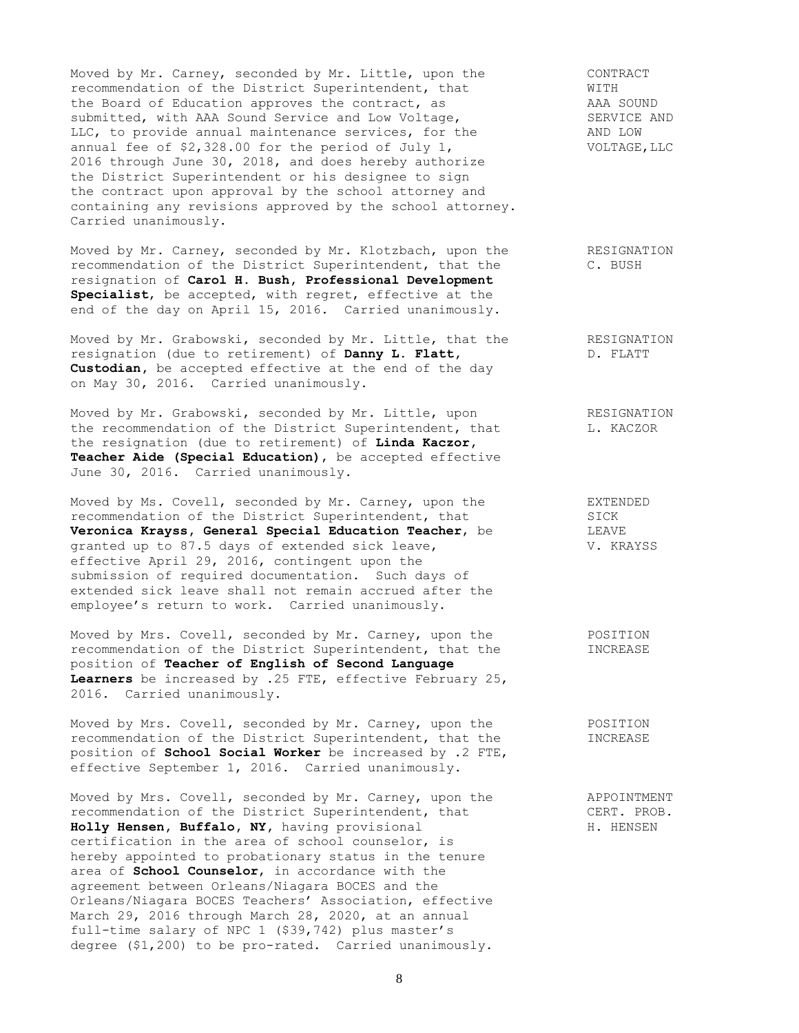**CONTRACT WITH AAA SOUND SERVICE AND AND LOW VOLTAGE, LLC**

Moved by Mr. Carney, seconded by Mr. Little, upon the recommendation of the District Superintendent, that the Board of Education approves the contract, as submitted, with AAA Sound Service and Low Voltage, LLC, to provide annual maintenance services, for the annual fee of $2,328.00 for the period of July 1, 2016 through June 30, 2018, and does hereby authorize the District Superintendent or his designee to sign the contract upon approval by the school attorney and containing any revisions approved by the school attorney. Carried unanimously.

**RESIGNATION C. BUSH**

Moved by Mr. Carney, seconded by Mr. Klotzbach, upon the recommendation of the District Superintendent, that the resignation of **Carol H. Bush, Professional Development Specialist**, be accepted, with regret, effective at the end of the day on April 15, 2016. Carried unanimously.

**RESIGNATION D. FLATT**

Moved by Mr. Grabowski, seconded by Mr. Little, that the resignation (due to retirement) of **Danny L. Flatt, Custodian**, be accepted effective at the end of the day on May 30, 2016. Carried unanimously.

**RESIGNATION L. KACZOR**

Moved by Mr. Grabowski, seconded by Mr. Little, upon the recommendation of the District Superintendent, that the resignation (due to retirement) of **Linda Kaczor, Teacher Aide (Special Education)**, be accepted effective June 30, 2016. Carried unanimously.

**EXTENDED SICK LEAVE V. KRAYSS**

Moved by Ms. Covell, seconded by Mr. Carney, upon the recommendation of the District Superintendent, that **Veronica Krayss, General Special Education Teacher**, be granted up to 87.5 days of extended sick leave, effective April 29, 2016, contingent upon the submission of required documentation. Such days of extended sick leave shall not remain accrued after the employee's return to work. Carried unanimously.

**POSITION INCREASE**

Moved by Mrs. Covell, seconded by Mr. Carney, upon the recommendation of the District Superintendent, that the position of **Teacher of English of Second Language Learners** be increased by .25 FTE, effective February 25, 2016. Carried unanimously.

**POSITION INCREASE**

Moved by Mrs. Covell, seconded by Mr. Carney, upon the recommendation of the District Superintendent, that the position of **School Social Worker** be increased by .2 FTE, effective September 1, 2016. Carried unanimously.

**APPOINTMENT CERT. PROB. H. HENSEN**

Moved by Mrs. Covell, seconded by Mr. Carney, upon the recommendation of the District Superintendent, that **Holly Hensen, Buffalo, NY**, having provisional certification in the area of school counselor, is hereby appointed to probationary status in the tenure area of **School Counselor**, in accordance with the agreement between Orleans/Niagara BOCES and the Orleans/Niagara BOCES Teachers' Association, effective March 29, 2016 through March 28, 2020, at an annual full-time salary of NPC 1 ($39,742) plus master's degree ($1,200) to be pro-rated. Carried unanimously.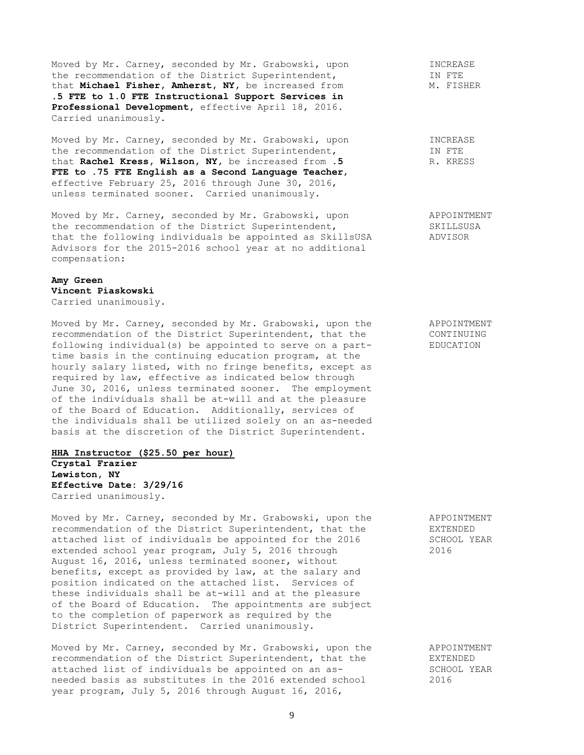Moved by Mr. Carney, seconded by Mr. Grabowski, upon the recommendation of the District Superintendent, that **Michael Fisher, Amherst, NY,** be increased from **.5 FTE to 1.0 FTE Instructional Support Services in Professional Development**, effective April 18, 2016. Carried unanimously.

INCREASE IN FTE M. FISHER

Moved by Mr. Carney, seconded by Mr. Grabowski, upon the recommendation of the District Superintendent, that **Rachel Kress, Wilson, NY,** be increased from **.5 FTE to .75 FTE English as a Second Language Teacher**, effective February 25, 2016 through June 30, 2016, unless terminated sooner. Carried unanimously.

INCREASE IN FTE R. KRESS

Moved by Mr. Carney, seconded by Mr. Grabowski, upon the recommendation of the District Superintendent, that the following individuals be appointed as SkillsUSA Advisors for the 2015-2016 school year at no additional compensation:

APPOINTMENT SKILLSUSA ADVISOR

**Amy Green**
**Vincent Piaskowski**
Carried unanimously.

Moved by Mr. Carney, seconded by Mr. Grabowski, upon the recommendation of the District Superintendent, that the following individual(s) be appointed to serve on a part-time basis in the continuing education program, at the hourly salary listed, with no fringe benefits, except as required by law, effective as indicated below through June 30, 2016, unless terminated sooner. The employment of the individuals shall be at-will and at the pleasure of the Board of Education. Additionally, services of the individuals shall be utilized solely on an as-needed basis at the discretion of the District Superintendent.

APPOINTMENT CONTINUING EDUCATION

**HHA Instructor ($25.50 per hour)**
**Crystal Frazier**
**Lewiston, NY**
**Effective Date: 3/29/16**
Carried unanimously.

Moved by Mr. Carney, seconded by Mr. Grabowski, upon the recommendation of the District Superintendent, that the attached list of individuals be appointed for the 2016 extended school year program, July 5, 2016 through August 16, 2016, unless terminated sooner, without benefits, except as provided by law, at the salary and position indicated on the attached list. Services of these individuals shall be at-will and at the pleasure of the Board of Education. The appointments are subject to the completion of paperwork as required by the District Superintendent. Carried unanimously.

APPOINTMENT EXTENDED SCHOOL YEAR 2016

Moved by Mr. Carney, seconded by Mr. Grabowski, upon the recommendation of the District Superintendent, that the attached list of individuals be appointed on an as-needed basis as substitutes in the 2016 extended school year program, July 5, 2016 through August 16, 2016,

APPOINTMENT EXTENDED SCHOOL YEAR 2016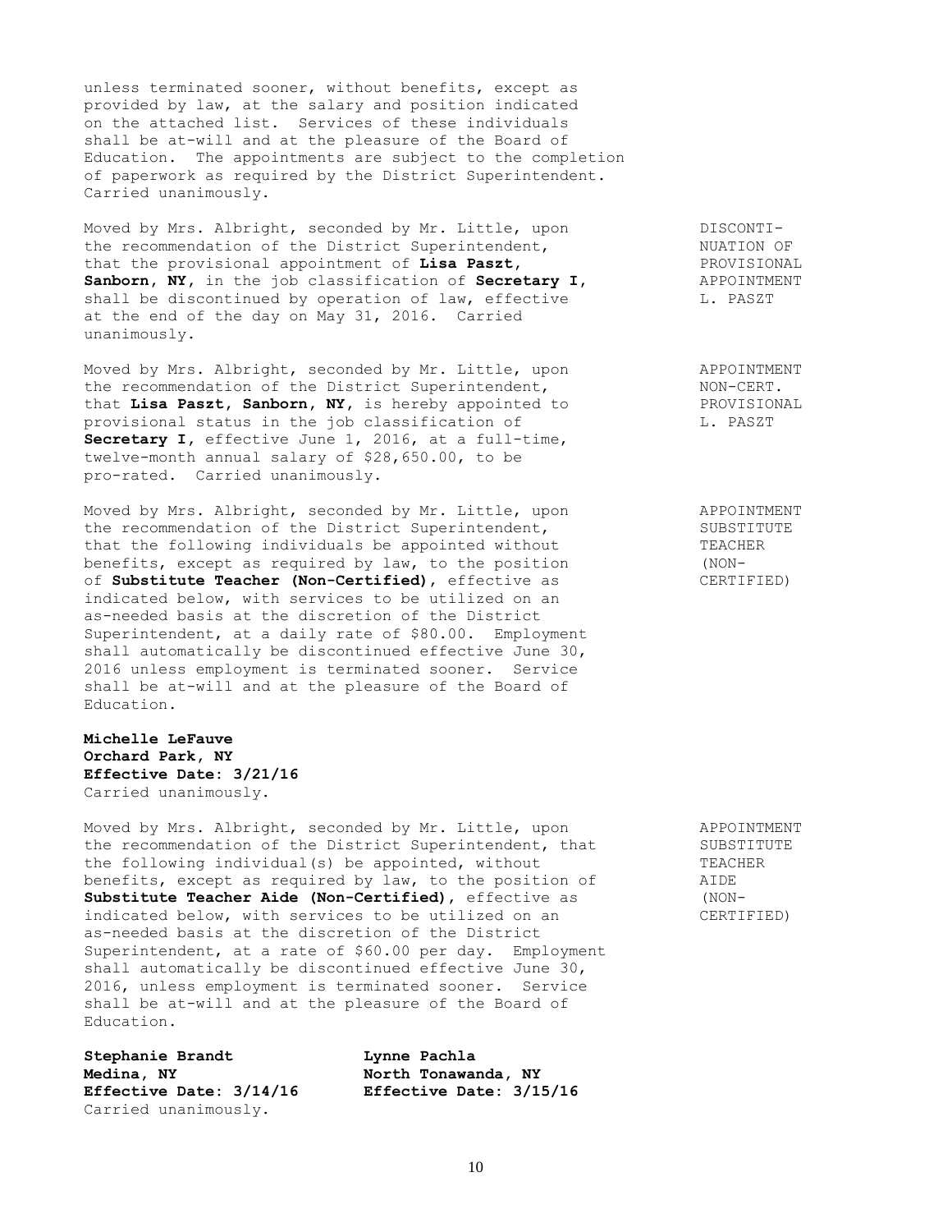unless terminated sooner, without benefits, except as provided by law, at the salary and position indicated on the attached list. Services of these individuals shall be at-will and at the pleasure of the Board of Education. The appointments are subject to the completion of paperwork as required by the District Superintendent. Carried unanimously.

DISCONTINUATION OF PROVISIONAL APPOINTMENT L. PASZT

Moved by Mrs. Albright, seconded by Mr. Little, upon the recommendation of the District Superintendent, that the provisional appointment of **Lisa Paszt, Sanborn, NY**, in the job classification of **Secretary I**, shall be discontinued by operation of law, effective at the end of the day on May 31, 2016. Carried unanimously.

APPOINTMENT NON-CERT. PROVISIONAL L. PASZT

Moved by Mrs. Albright, seconded by Mr. Little, upon the recommendation of the District Superintendent, that **Lisa Paszt, Sanborn, NY**, is hereby appointed to provisional status in the job classification of **Secretary I**, effective June 1, 2016, at a full-time, twelve-month annual salary of $28,650.00, to be pro-rated. Carried unanimously.

APPOINTMENT SUBSTITUTE TEACHER (NON-CERTIFIED)

Moved by Mrs. Albright, seconded by Mr. Little, upon the recommendation of the District Superintendent, that the following individuals be appointed without benefits, except as required by law, to the position of **Substitute Teacher (Non-Certified)**, effective as indicated below, with services to be utilized on an as-needed basis at the discretion of the District Superintendent, at a daily rate of $80.00. Employment shall automatically be discontinued effective June 30, 2016 unless employment is terminated sooner. Service shall be at-will and at the pleasure of the Board of Education.

**Michelle LeFauve**
**Orchard Park, NY**
**Effective Date: 3/21/16**
Carried unanimously.

APPOINTMENT SUBSTITUTE TEACHER AIDE (NON-CERTIFIED)

Moved by Mrs. Albright, seconded by Mr. Little, upon the recommendation of the District Superintendent, that the following individual(s) be appointed, without benefits, except as required by law, to the position of **Substitute Teacher Aide (Non-Certified)**, effective as indicated below, with services to be utilized on an as-needed basis at the discretion of the District Superintendent, at a rate of $60.00 per day. Employment shall automatically be discontinued effective June 30, 2016, unless employment is terminated sooner. Service shall be at-will and at the pleasure of the Board of Education.

**Stephanie Brandt**
**Medina, NY**
**Effective Date: 3/14/16**

**Lynne Pachla**
**North Tonawanda, NY**
**Effective Date: 3/15/16**

Carried unanimously.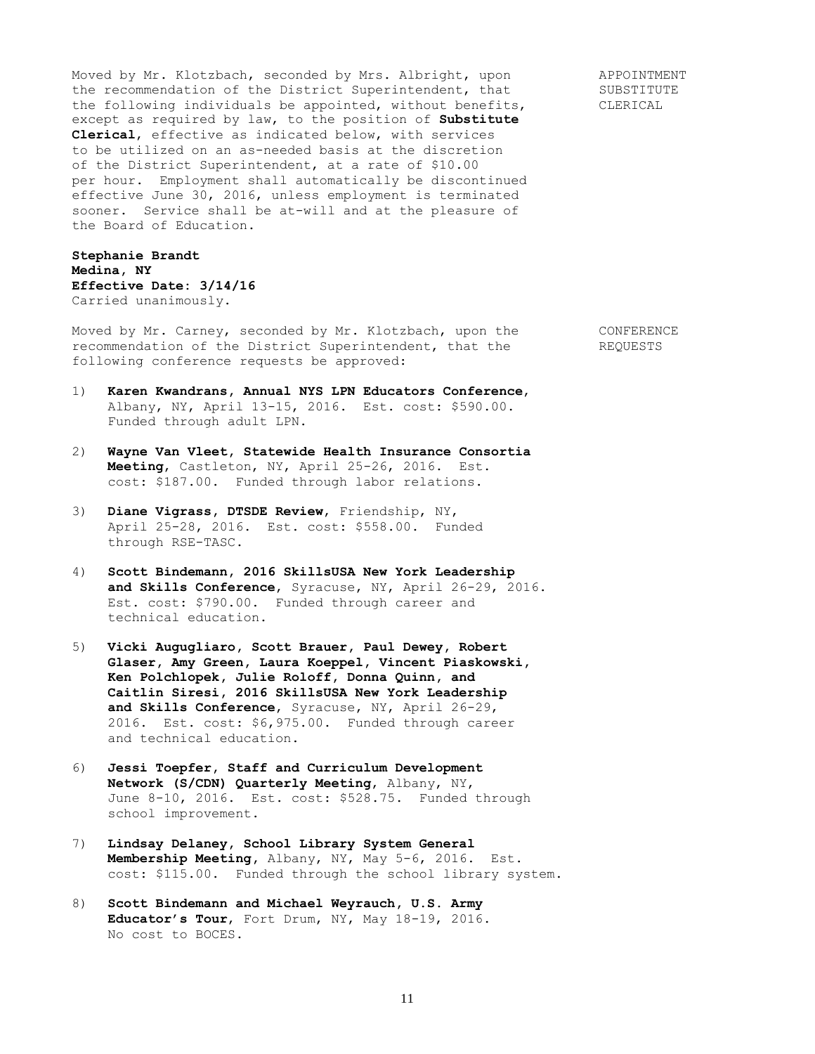Moved by Mr. Klotzbach, seconded by Mrs. Albright, upon the recommendation of the District Superintendent, that the following individuals be appointed, without benefits, except as required by law, to the position of **Substitute Clerical**, effective as indicated below, with services to be utilized on an as-needed basis at the discretion of the District Superintendent, at a rate of $10.00 per hour. Employment shall automatically be discontinued effective June 30, 2016, unless employment is terminated sooner. Service shall be at-will and at the pleasure of the Board of Education.

APPOINTMENT SUBSTITUTE CLERICAL

**Stephanie Brandt**
**Medina, NY**
**Effective Date: 3/14/16**
Carried unanimously.

Moved by Mr. Carney, seconded by Mr. Klotzbach, upon the recommendation of the District Superintendent, that the following conference requests be approved:

CONFERENCE REQUESTS

1) **Karen Kwandrans, Annual NYS LPN Educators Conference**, Albany, NY, April 13-15, 2016. Est. cost: $590.00. Funded through adult LPN.

2) **Wayne Van Vleet, Statewide Health Insurance Consortia Meeting**, Castleton, NY, April 25-26, 2016. Est. cost: $187.00. Funded through labor relations.

3) **Diane Vigrass, DTSDE Review**, Friendship, NY, April 25-28, 2016. Est. cost: $558.00. Funded through RSE-TASC.

4) **Scott Bindemann, 2016 SkillsUSA New York Leadership and Skills Conference**, Syracuse, NY, April 26-29, 2016. Est. cost: $790.00. Funded through career and technical education.

5) **Vicki Augugliaro, Scott Brauer, Paul Dewey, Robert Glaser, Amy Green, Laura Koeppel, Vincent Piaskowski, Ken Polchlopek, Julie Roloff, Donna Quinn, and Caitlin Siresi, 2016 SkillsUSA New York Leadership and Skills Conference**, Syracuse, NY, April 26-29, 2016. Est. cost: $6,975.00. Funded through career and technical education.

6) **Jessi Toepfer, Staff and Curriculum Development Network (S/CDN) Quarterly Meeting**, Albany, NY, June 8-10, 2016. Est. cost: $528.75. Funded through school improvement.

7) **Lindsay Delaney, School Library System General Membership Meeting**, Albany, NY, May 5-6, 2016. Est. cost: $115.00. Funded through the school library system.

8) **Scott Bindemann and Michael Weyrauch, U.S. Army Educator's Tour**, Fort Drum, NY, May 18-19, 2016. No cost to BOCES.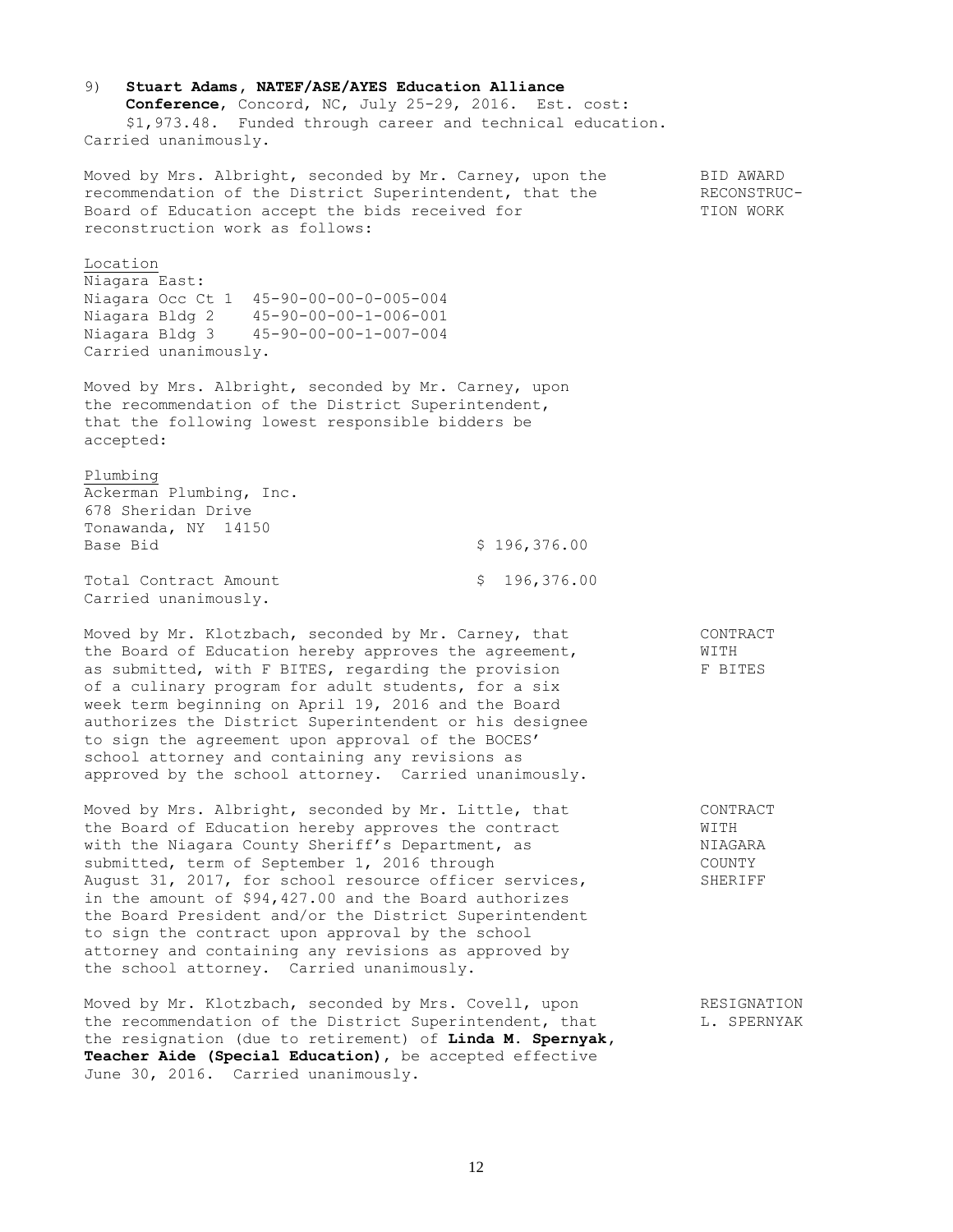9) **Stuart Adams, NATEF/ASE/AYES Education Alliance Conference**, Concord, NC, July 25-29, 2016. Est. cost: $1,973.48. Funded through career and technical education.

Carried unanimously.

BID AWARD RECONSTRUCTION WORK

Moved by Mrs. Albright, seconded by Mr. Carney, upon the recommendation of the District Superintendent, that the Board of Education accept the bids received for reconstruction work as follows:

Location

Niagara East:

Niagara Occ Ct 1 45-90-00-00-0-005-004
Niagara Bldg 2 45-90-00-00-1-006-001
Niagara Bldg 3 45-90-00-00-1-007-004

Carried unanimously.

Moved by Mrs. Albright, seconded by Mr. Carney, upon the recommendation of the District Superintendent, that the following lowest responsible bidders be accepted:

Plumbing

Ackerman Plumbing, Inc.
678 Sheridan Drive
Tonawanda, NY 14150

| | |
|---|---|
| Base Bid | $ 196,376.00 |
| Total Contract Amount | $ 196,376.00 |

Carried unanimously.

CONTRACT WITH F BITES

Moved by Mr. Klotzbach, seconded by Mr. Carney, that the Board of Education hereby approves the agreement, as submitted, with F BITES, regarding the provision of a culinary program for adult students, for a six week term beginning on April 19, 2016 and the Board authorizes the District Superintendent or his designee to sign the agreement upon approval of the BOCES' school attorney and containing any revisions as approved by the school attorney. Carried unanimously.

CONTRACT WITH NIAGARA COUNTY SHERIFF

Moved by Mrs. Albright, seconded by Mr. Little, that the Board of Education hereby approves the contract with the Niagara County Sheriff's Department, as submitted, term of September 1, 2016 through August 31, 2017, for school resource officer services, in the amount of $94,427.00 and the Board authorizes the Board President and/or the District Superintendent to sign the contract upon approval by the school attorney and containing any revisions as approved by the school attorney. Carried unanimously.

RESIGNATION L. SPERNYAK

Moved by Mr. Klotzbach, seconded by Mrs. Covell, upon the recommendation of the District Superintendent, that the resignation (due to retirement) of **Linda M. Spernyak, Teacher Aide (Special Education)**, be accepted effective June 30, 2016. Carried unanimously.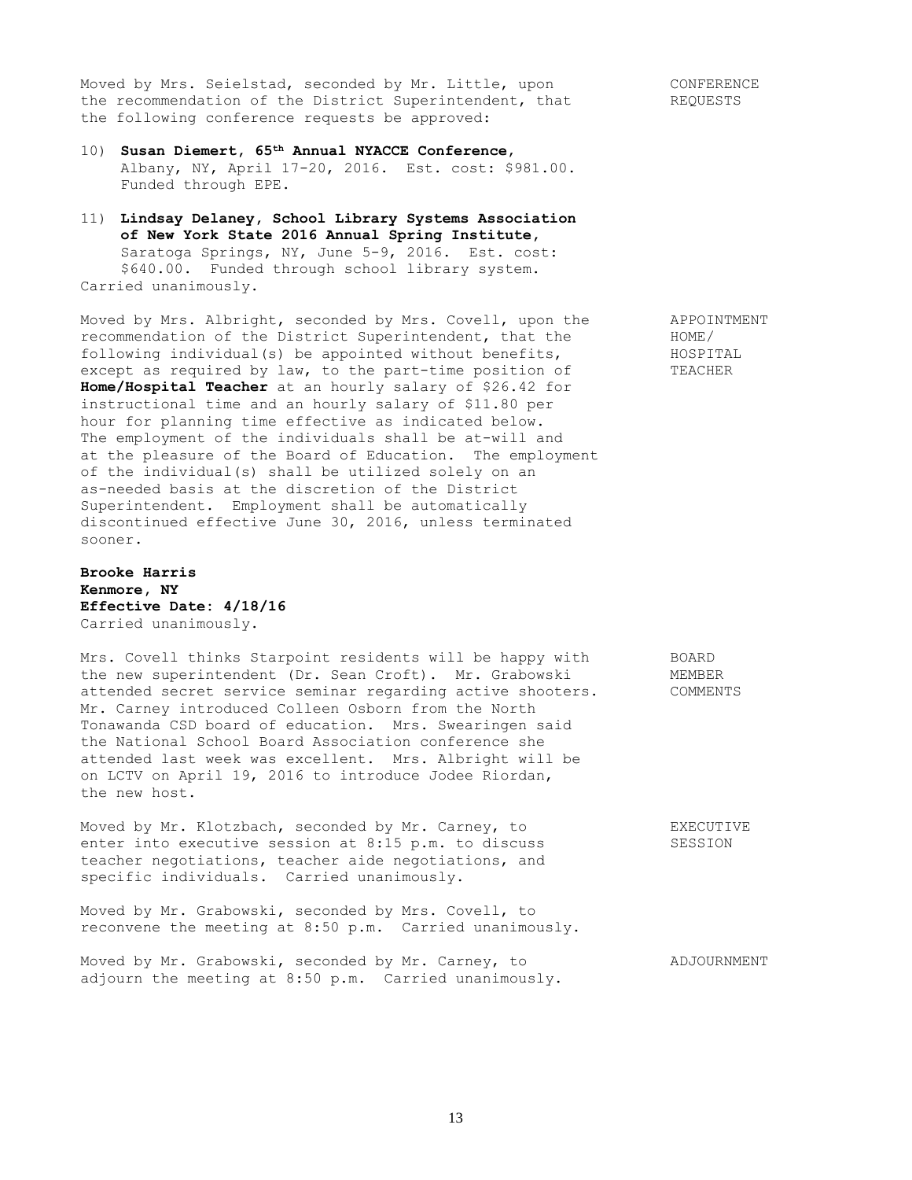Moved by Mrs. Seielstad, seconded by Mr. Little, upon the recommendation of the District Superintendent, that the following conference requests be approved: **CONFERENCE REQUESTS**

10) **Susan Diemert, 65th Annual NYACCE Conference**, Albany, NY, April 17-20, 2016. Est. cost: $981.00. Funded through EPE.

11) **Lindsay Delaney, School Library Systems Association of New York State 2016 Annual Spring Institute**, Saratoga Springs, NY, June 5-9, 2016. Est. cost: $640.00. Funded through school library system.

Carried unanimously.

Moved by Mrs. Albright, seconded by Mrs. Covell, upon the recommendation of the District Superintendent, that the following individual(s) be appointed without benefits, except as required by law, to the part-time position of **Home/Hospital Teacher** at an hourly salary of $26.42 for instructional time and an hourly salary of $11.80 per hour for planning time effective as indicated below. The employment of the individuals shall be at-will and at the pleasure of the Board of Education. The employment of the individual(s) shall be utilized solely on an as-needed basis at the discretion of the District Superintendent. Employment shall be automatically discontinued effective June 30, 2016, unless terminated sooner. **APPOINTMENT HOME/ HOSPITAL TEACHER**

**Brooke Harris**
**Kenmore, NY**
**Effective Date: 4/18/16**
Carried unanimously.

Mrs. Covell thinks Starpoint residents will be happy with the new superintendent (Dr. Sean Croft). Mr. Grabowski attended secret service seminar regarding active shooters. Mr. Carney introduced Colleen Osborn from the North Tonawanda CSD board of education. Mrs. Swearingen said the National School Board Association conference she attended last week was excellent. Mrs. Albright will be on LCTV on April 19, 2016 to introduce Jodee Riordan, the new host. **BOARD MEMBER COMMENTS**

Moved by Mr. Klotzbach, seconded by Mr. Carney, to enter into executive session at 8:15 p.m. to discuss teacher negotiations, teacher aide negotiations, and specific individuals. Carried unanimously. **EXECUTIVE SESSION**

Moved by Mr. Grabowski, seconded by Mrs. Covell, to reconvene the meeting at 8:50 p.m. Carried unanimously.

Moved by Mr. Grabowski, seconded by Mr. Carney, to adjourn the meeting at 8:50 p.m. Carried unanimously. **ADJOURNMENT**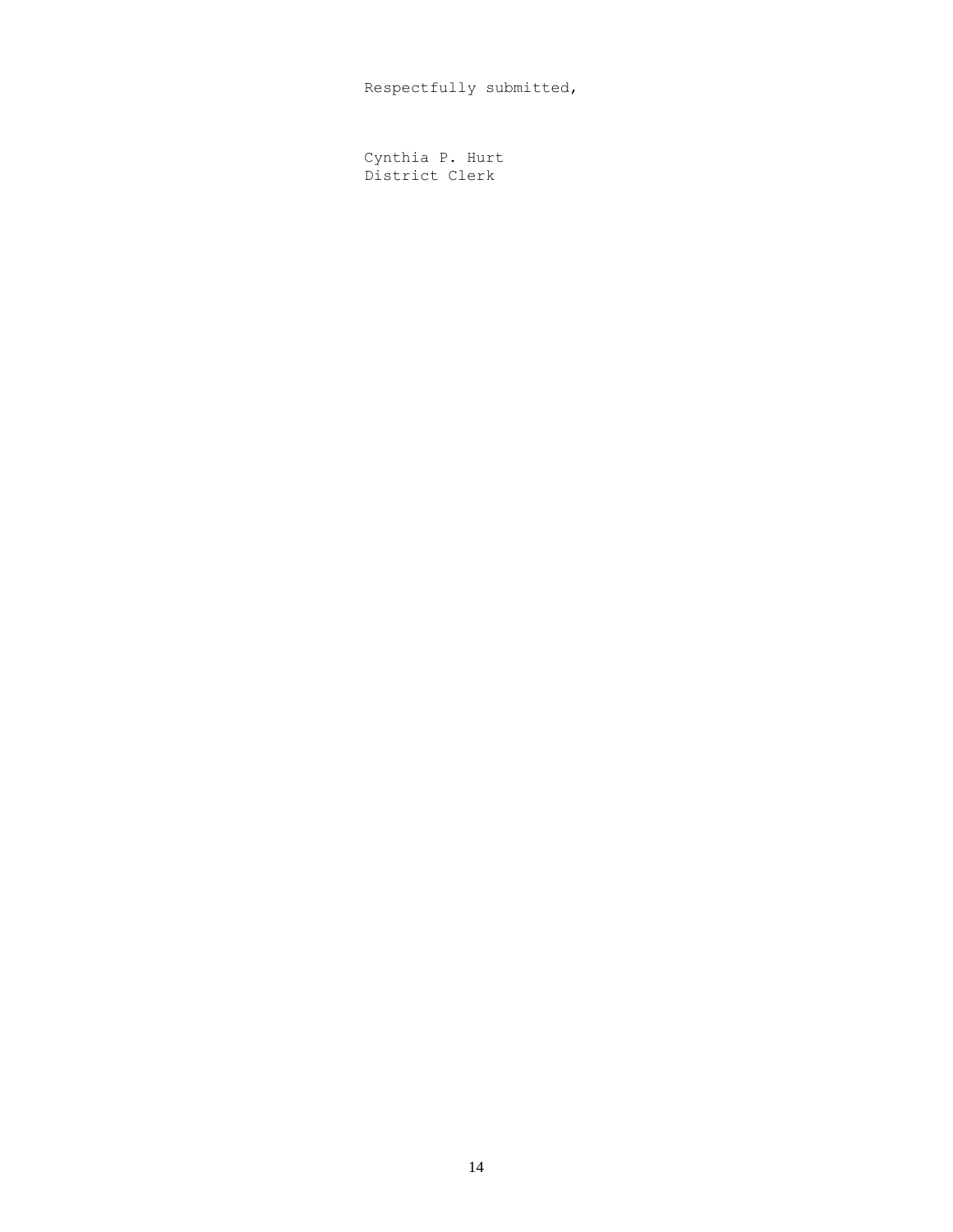Respectfully submitted,

Cynthia P. Hurt
District Clerk